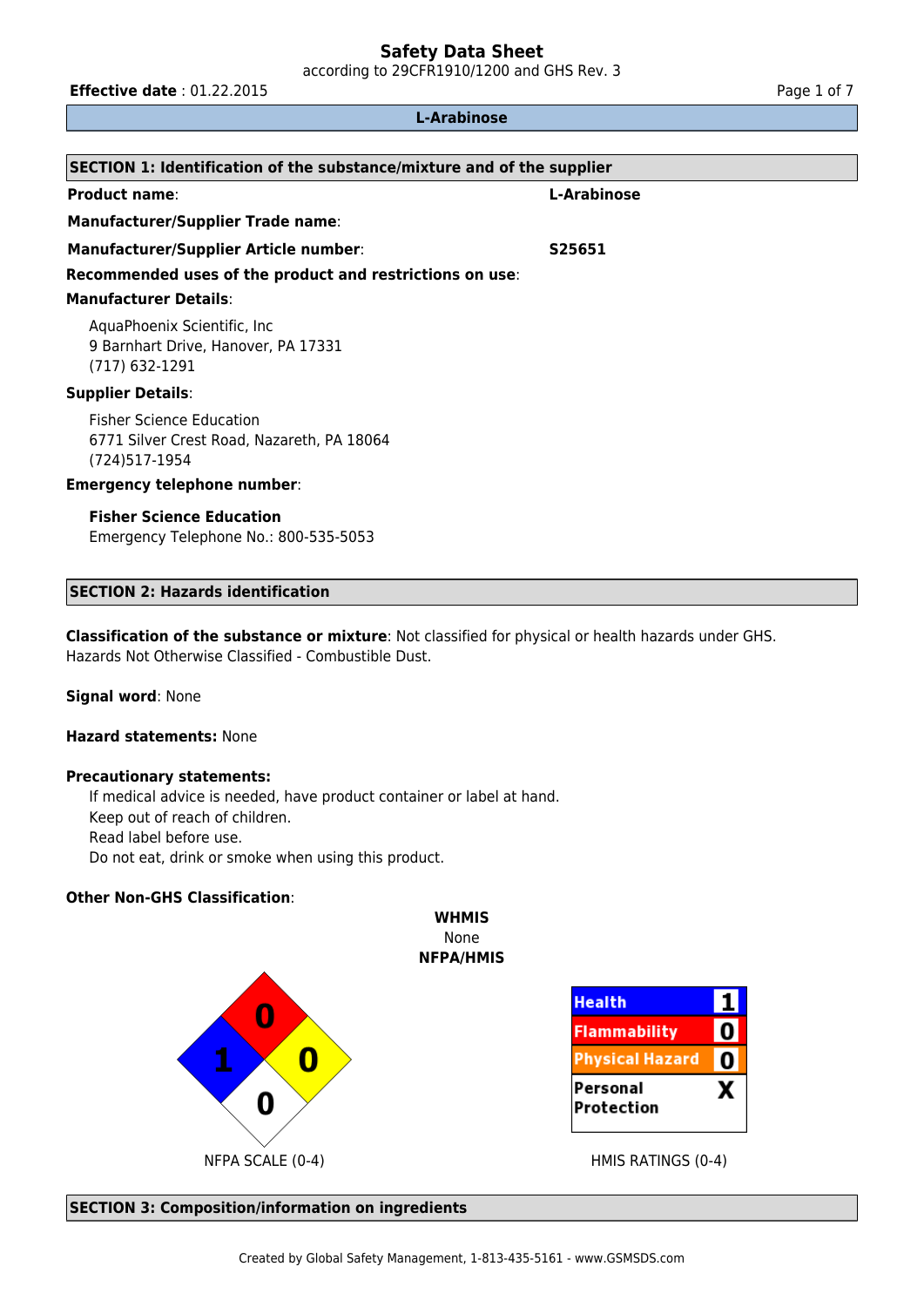# Safety Data Sheet

according to 29CFR1910/1200 and GHS Rev. 3

**Effective date** : 01.22.2015

## L-Arabinose

## SECTION 1: Identification of the substance/mixture and of the supplier

**Product name**: L-Arabinose

**Manufacturer/Supplier Trade name**:

**Manufacturer/Supplier Article number**: S25651

**Recommended uses of the product and restrictions on use**:

**Manufacturer Details**:

AquaPhoenix Scientific, Inc
9 Barnhart Drive, Hanover, PA 17331
(717) 632-1291

**Supplier Details**:

Fisher Science Education
6771 Silver Crest Road, Nazareth, PA 18064
(724)517-1954

**Emergency telephone number**:

**Fisher Science Education**
Emergency Telephone No.: 800-535-5053

## SECTION 2: Hazards identification

**Classification of the substance or mixture**: Not classified for physical or health hazards under GHS.
Hazards Not Otherwise Classified - Combustible Dust.

**Signal word**: None

**Hazard statements:** None

**Precautionary statements:**

If medical advice is needed, have product container or label at hand.
Keep out of reach of children.
Read label before use.
Do not eat, drink or smoke when using this product.

**Other Non-GHS Classification**:

**WHMIS**
None

**NFPA/HMIS**

NFPA SCALE (0-4): Health 1, Flammability 0, Instability 0, Special 0

HMIS RATINGS (0-4):

| | |
|---|---|
| Health | 1 |
| Flammability | 0 |
| Physical Hazard | 0 |
| Personal Protection | X |

## SECTION 3: Composition/information on ingredients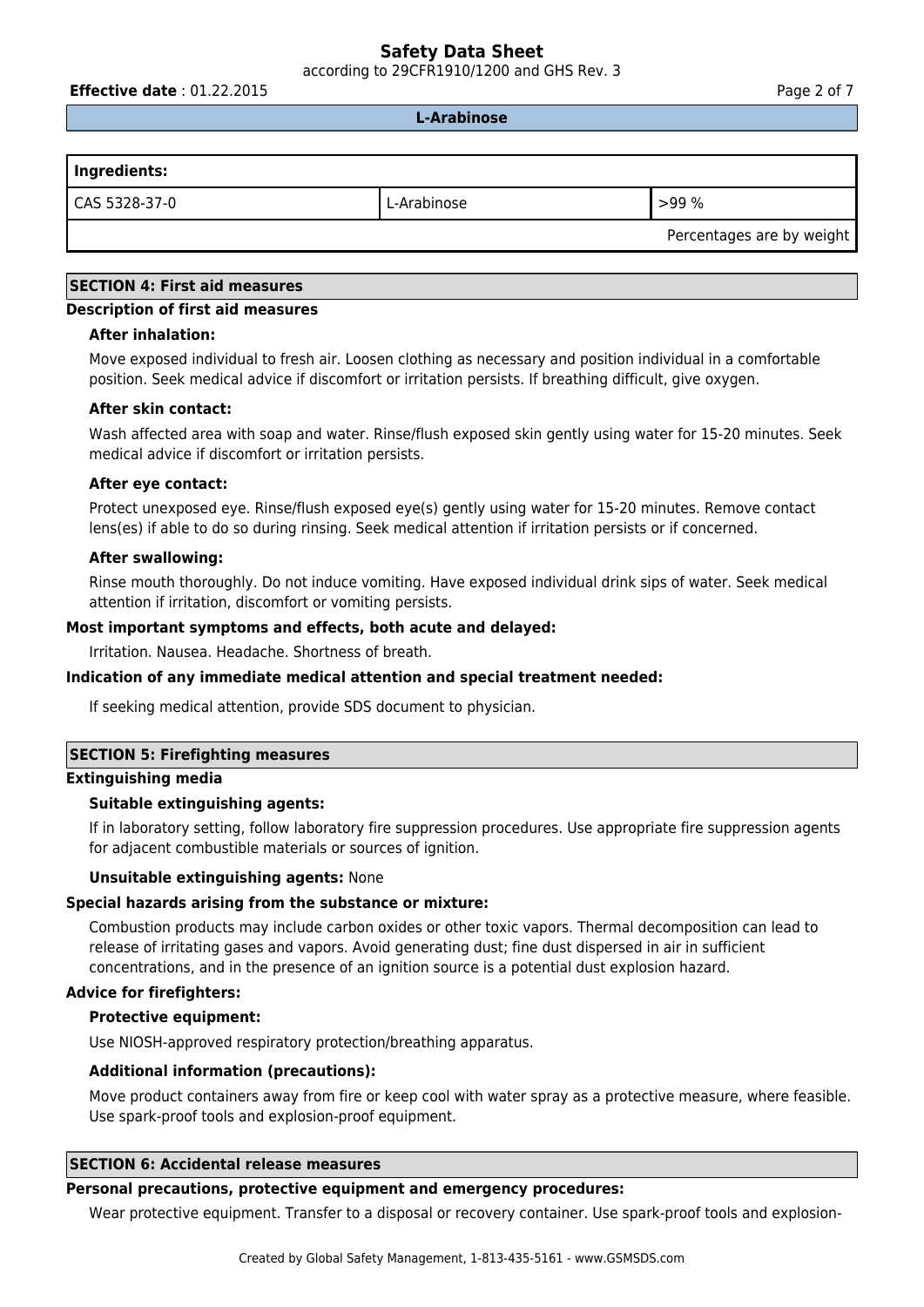| Ingredients: | | |
|---|---|---|
| CAS 5328-37-0 | L-Arabinose | >99 % |
| | | Percentages are by weight |

## SECTION 4: First aid measures

### Description of first aid measures

**After inhalation:**

Move exposed individual to fresh air. Loosen clothing as necessary and position individual in a comfortable position. Seek medical advice if discomfort or irritation persists. If breathing difficult, give oxygen.

**After skin contact:**

Wash affected area with soap and water. Rinse/flush exposed skin gently using water for 15-20 minutes. Seek medical advice if discomfort or irritation persists.

**After eye contact:**

Protect unexposed eye. Rinse/flush exposed eye(s) gently using water for 15-20 minutes. Remove contact lens(es) if able to do so during rinsing. Seek medical attention if irritation persists or if concerned.

**After swallowing:**

Rinse mouth thoroughly. Do not induce vomiting. Have exposed individual drink sips of water. Seek medical attention if irritation, discomfort or vomiting persists.

### Most important symptoms and effects, both acute and delayed:

Irritation. Nausea. Headache. Shortness of breath.

### Indication of any immediate medical attention and special treatment needed:

If seeking medical attention, provide SDS document to physician.

## SECTION 5: Firefighting measures

### Extinguishing media

**Suitable extinguishing agents:**

If in laboratory setting, follow laboratory fire suppression procedures. Use appropriate fire suppression agents for adjacent combustible materials or sources of ignition.

**Unsuitable extinguishing agents:** None

### Special hazards arising from the substance or mixture:

Combustion products may include carbon oxides or other toxic vapors. Thermal decomposition can lead to release of irritating gases and vapors. Avoid generating dust; fine dust dispersed in air in sufficient concentrations, and in the presence of an ignition source is a potential dust explosion hazard.

### Advice for firefighters:

**Protective equipment:**

Use NIOSH-approved respiratory protection/breathing apparatus.

**Additional information (precautions):**

Move product containers away from fire or keep cool with water spray as a protective measure, where feasible. Use spark-proof tools and explosion-proof equipment.

## SECTION 6: Accidental release measures

### Personal precautions, protective equipment and emergency procedures:

Wear protective equipment. Transfer to a disposal or recovery container. Use spark-proof tools and explosion-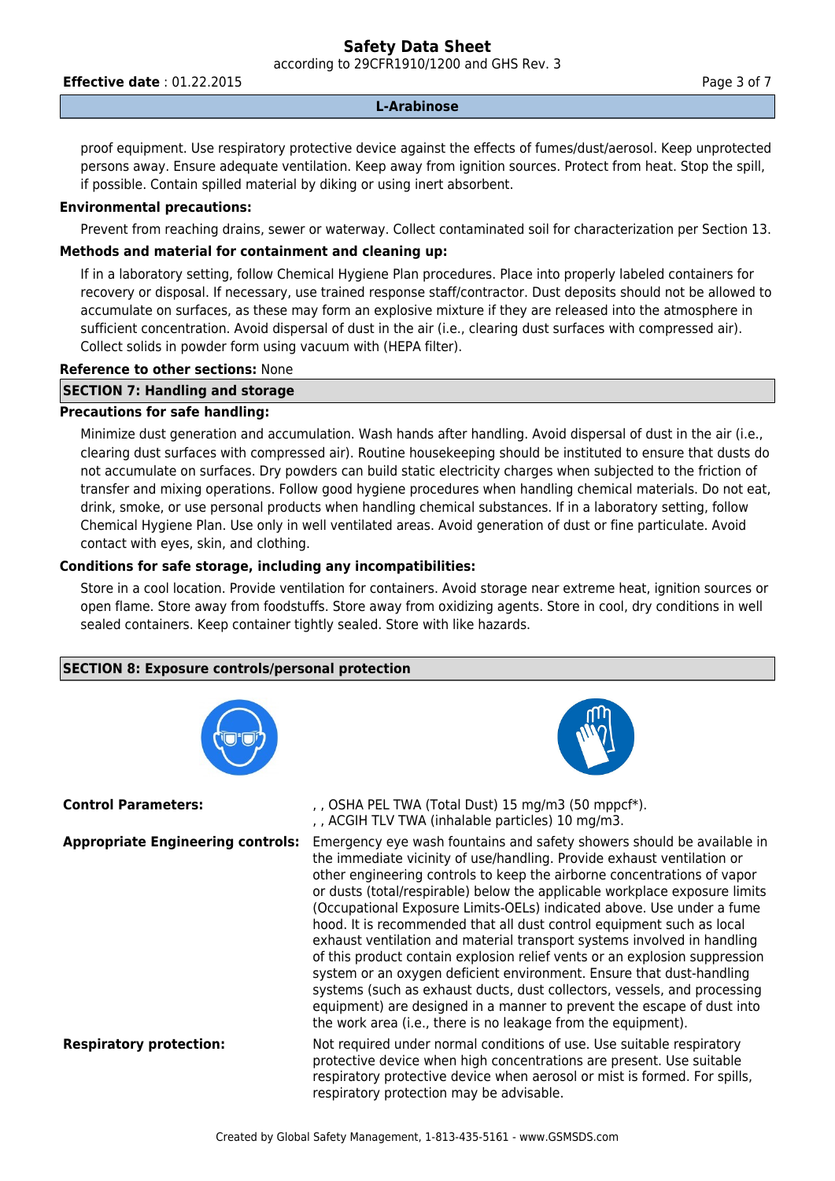proof equipment. Use respiratory protective device against the effects of fumes/dust/aerosol. Keep unprotected persons away. Ensure adequate ventilation. Keep away from ignition sources. Protect from heat. Stop the spill, if possible. Contain spilled material by diking or using inert absorbent.

**Environmental precautions:**

Prevent from reaching drains, sewer or waterway. Collect contaminated soil for characterization per Section 13.

**Methods and material for containment and cleaning up:**

If in a laboratory setting, follow Chemical Hygiene Plan procedures. Place into properly labeled containers for recovery or disposal. If necessary, use trained response staff/contractor. Dust deposits should not be allowed to accumulate on surfaces, as these may form an explosive mixture if they are released into the atmosphere in sufficient concentration. Avoid dispersal of dust in the air (i.e., clearing dust surfaces with compressed air). Collect solids in powder form using vacuum with (HEPA filter).

**Reference to other sections:** None

## SECTION 7: Handling and storage

**Precautions for safe handling:**

Minimize dust generation and accumulation. Wash hands after handling. Avoid dispersal of dust in the air (i.e., clearing dust surfaces with compressed air). Routine housekeeping should be instituted to ensure that dusts do not accumulate on surfaces. Dry powders can build static electricity charges when subjected to the friction of transfer and mixing operations. Follow good hygiene procedures when handling chemical materials. Do not eat, drink, smoke, or use personal products when handling chemical substances. If in a laboratory setting, follow Chemical Hygiene Plan. Use only in well ventilated areas. Avoid generation of dust or fine particulate. Avoid contact with eyes, skin, and clothing.

**Conditions for safe storage, including any incompatibilities:**

Store in a cool location. Provide ventilation for containers. Avoid storage near extreme heat, ignition sources or open flame. Store away from foodstuffs. Store away from oxidizing agents. Store in cool, dry conditions in well sealed containers. Keep container tightly sealed. Store with like hazards.

## SECTION 8: Exposure controls/personal protection

**Control Parameters:** , , OSHA PEL TWA (Total Dust) 15 mg/m3 (50 mppcf*).
, , ACGIH TLV TWA (inhalable particles) 10 mg/m3.

**Appropriate Engineering controls:** Emergency eye wash fountains and safety showers should be available in the immediate vicinity of use/handling. Provide exhaust ventilation or other engineering controls to keep the airborne concentrations of vapor or dusts (total/respirable) below the applicable workplace exposure limits (Occupational Exposure Limits-OELs) indicated above. Use under a fume hood. It is recommended that all dust control equipment such as local exhaust ventilation and material transport systems involved in handling of this product contain explosion relief vents or an explosion suppression system or an oxygen deficient environment. Ensure that dust-handling systems (such as exhaust ducts, dust collectors, vessels, and processing equipment) are designed in a manner to prevent the escape of dust into the work area (i.e., there is no leakage from the equipment).

**Respiratory protection:** Not required under normal conditions of use. Use suitable respiratory protective device when high concentrations are present. Use suitable respiratory protective device when aerosol or mist is formed. For spills, respiratory protection may be advisable.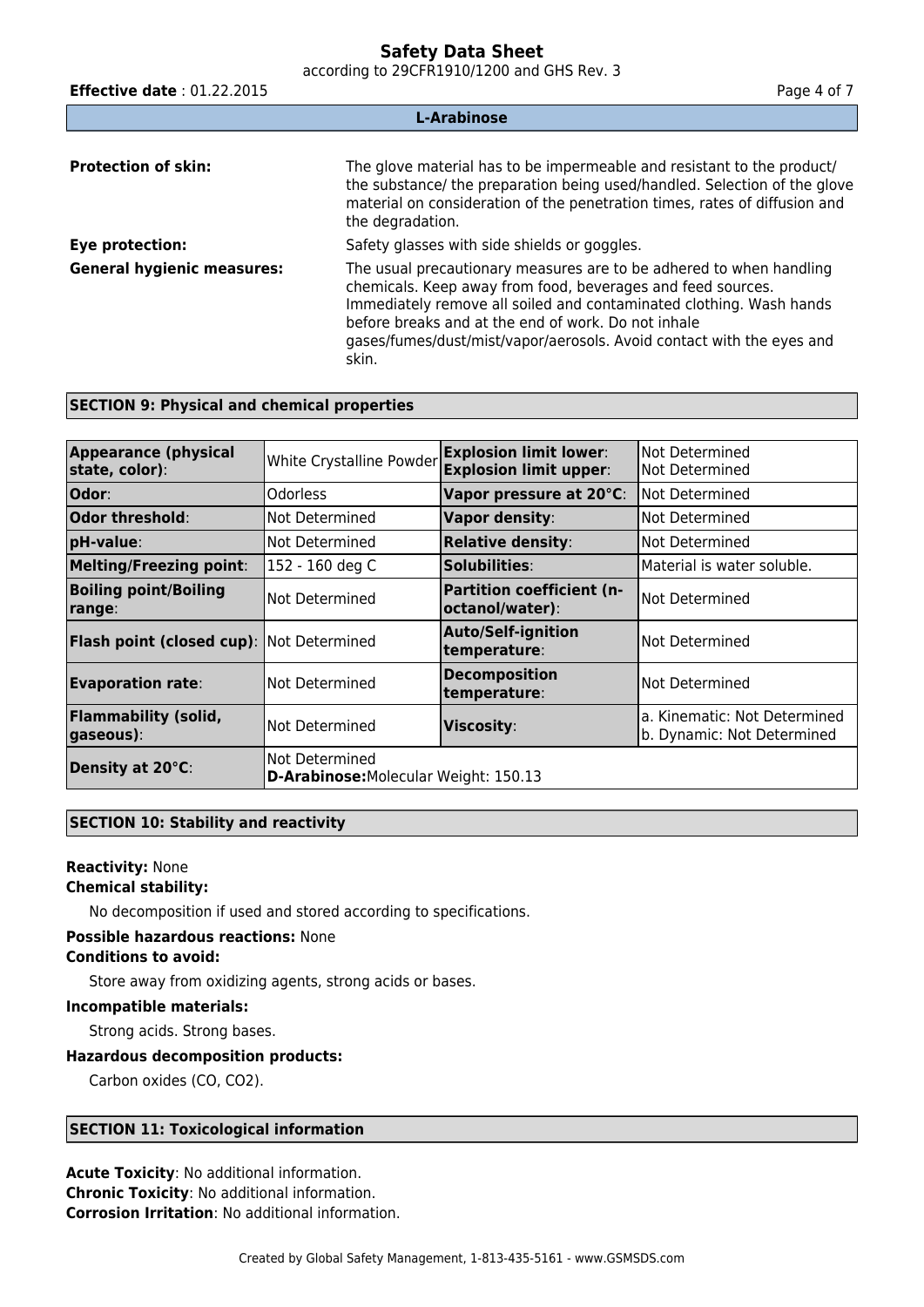**Protection of skin:** The glove material has to be impermeable and resistant to the product/ the substance/ the preparation being used/handled. Selection of the glove material on consideration of the penetration times, rates of diffusion and the degradation.

**Eye protection:** Safety glasses with side shields or goggles.

**General hygienic measures:** The usual precautionary measures are to be adhered to when handling chemicals. Keep away from food, beverages and feed sources. Immediately remove all soiled and contaminated clothing. Wash hands before breaks and at the end of work. Do not inhale gases/fumes/dust/mist/vapor/aerosols. Avoid contact with the eyes and skin.

## SECTION 9: Physical and chemical properties

| Property | Value | Property | Value |
|---|---|---|---|
| **Appearance (physical state, color)**: | White Crystalline Powder | **Explosion limit lower**: **Explosion limit upper**: | Not Determined Not Determined |
| **Odor**: | Odorless | **Vapor pressure at 20°C**: | Not Determined |
| **Odor threshold**: | Not Determined | **Vapor density**: | Not Determined |
| **pH-value**: | Not Determined | **Relative density**: | Not Determined |
| **Melting/Freezing point**: | 152 - 160 deg C | **Solubilities**: | Material is water soluble. |
| **Boiling point/Boiling range**: | Not Determined | **Partition coefficient (n-octanol/water)**: | Not Determined |
| **Flash point (closed cup)**: | Not Determined | **Auto/Self-ignition temperature**: | Not Determined |
| **Evaporation rate**: | Not Determined | **Decomposition temperature**: | Not Determined |
| **Flammability (solid, gaseous)**: | Not Determined | **Viscosity**: | a. Kinematic: Not Determined b. Dynamic: Not Determined |
| **Density at 20°C**: | Not Determined **D-Arabinose:**Molecular Weight: 150.13 | | |

## SECTION 10: Stability and reactivity

**Reactivity:** None

**Chemical stability:**

No decomposition if used and stored according to specifications.

**Possible hazardous reactions:** None

**Conditions to avoid:**

Store away from oxidizing agents, strong acids or bases.

**Incompatible materials:**

Strong acids. Strong bases.

**Hazardous decomposition products:**

Carbon oxides (CO, $CO_2$).

## SECTION 11: Toxicological information

**Acute Toxicity**: No additional information.
**Chronic Toxicity**: No additional information.
**Corrosion Irritation**: No additional information.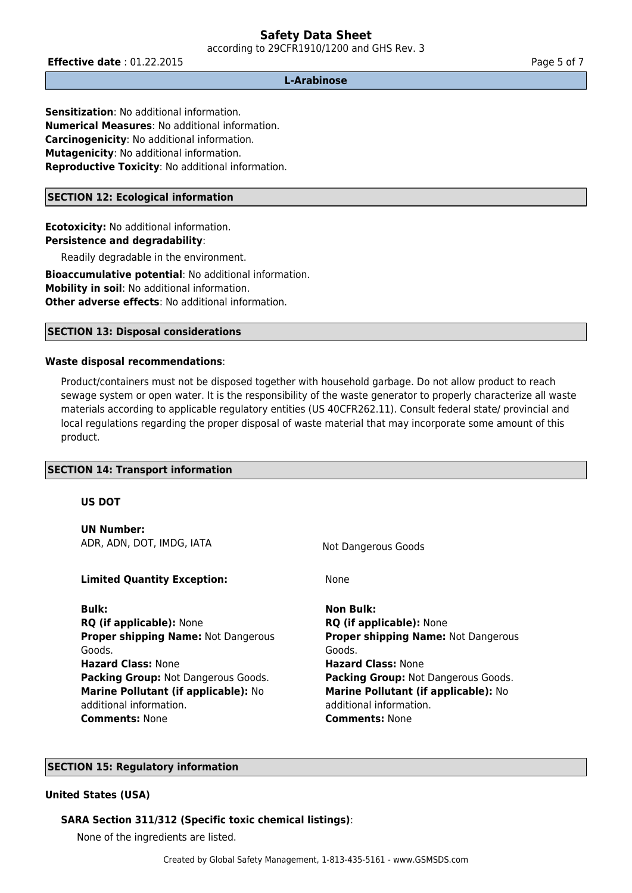**Sensitization**: No additional information.
**Numerical Measures**: No additional information.
**Carcinogenicity**: No additional information.
**Mutagenicity**: No additional information.
**Reproductive Toxicity**: No additional information.

## SECTION 12: Ecological information

**Ecotoxicity:** No additional information.
**Persistence and degradability**:

Readily degradable in the environment.

**Bioaccumulative potential**: No additional information.
**Mobility in soil**: No additional information.
**Other adverse effects**: No additional information.

## SECTION 13: Disposal considerations

**Waste disposal recommendations**:

Product/containers must not be disposed together with household garbage. Do not allow product to reach sewage system or open water. It is the responsibility of the waste generator to properly characterize all waste materials according to applicable regulatory entities (US 40CFR262.11). Consult federal state/ provincial and local regulations regarding the proper disposal of waste material that may incorporate some amount of this product.

## SECTION 14: Transport information

**US DOT**

**UN Number:**
ADR, ADN, DOT, IMDG, IATA — Not Dangerous Goods

**Limited Quantity Exception:** None

**Bulk:**
**RQ (if applicable):** None
**Proper shipping Name:** Not Dangerous Goods.
**Hazard Class:** None
**Packing Group:** Not Dangerous Goods.
**Marine Pollutant (if applicable):** No additional information.
**Comments:** None

**Non Bulk:**
**RQ (if applicable):** None
**Proper shipping Name:** Not Dangerous Goods.
**Hazard Class:** None
**Packing Group:** Not Dangerous Goods.
**Marine Pollutant (if applicable):** No additional information.
**Comments:** None

## SECTION 15: Regulatory information

**United States (USA)**

**SARA Section 311/312 (Specific toxic chemical listings)**:

None of the ingredients are listed.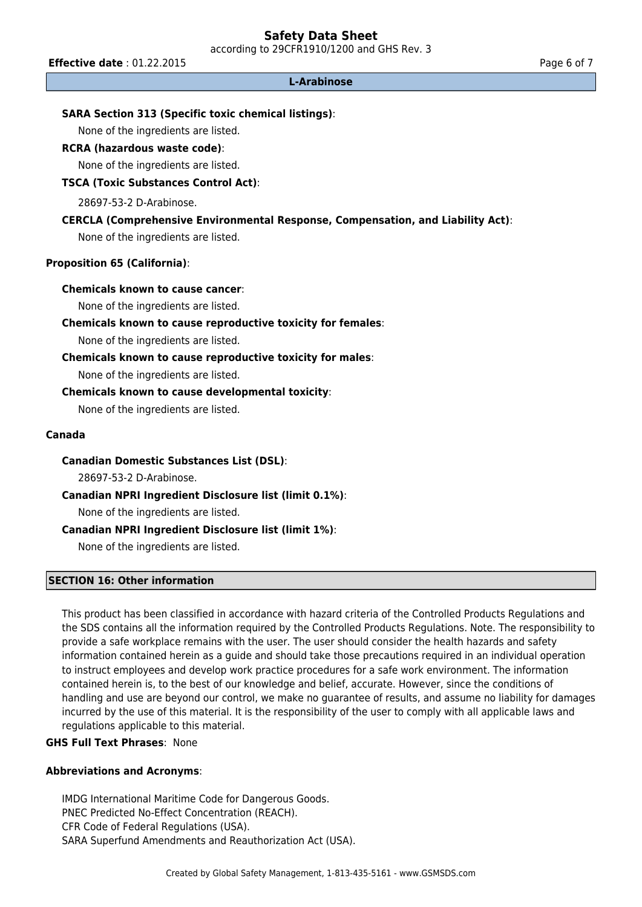**SARA Section 313 (Specific toxic chemical listings)**:

None of the ingredients are listed.

**RCRA (hazardous waste code)**:

None of the ingredients are listed.

**TSCA (Toxic Substances Control Act)**:

28697-53-2 D-Arabinose.

**CERCLA (Comprehensive Environmental Response, Compensation, and Liability Act)**:

None of the ingredients are listed.

**Proposition 65 (California)**:

**Chemicals known to cause cancer**:

None of the ingredients are listed.

**Chemicals known to cause reproductive toxicity for females**:

None of the ingredients are listed.

**Chemicals known to cause reproductive toxicity for males**:

None of the ingredients are listed.

**Chemicals known to cause developmental toxicity**:

None of the ingredients are listed.

**Canada**

**Canadian Domestic Substances List (DSL)**:

28697-53-2 D-Arabinose.

**Canadian NPRI Ingredient Disclosure list (limit 0.1%)**:

None of the ingredients are listed.

**Canadian NPRI Ingredient Disclosure list (limit 1%)**:

None of the ingredients are listed.

## SECTION 16: Other information

This product has been classified in accordance with hazard criteria of the Controlled Products Regulations and the SDS contains all the information required by the Controlled Products Regulations. Note. The responsibility to provide a safe workplace remains with the user. The user should consider the health hazards and safety information contained herein as a guide and should take those precautions required in an individual operation to instruct employees and develop work practice procedures for a safe work environment. The information contained herein is, to the best of our knowledge and belief, accurate. However, since the conditions of handling and use are beyond our control, we make no guarantee of results, and assume no liability for damages incurred by the use of this material. It is the responsibility of the user to comply with all applicable laws and regulations applicable to this material.

**GHS Full Text Phrases**: None

**Abbreviations and Acronyms**:

IMDG International Maritime Code for Dangerous Goods.
PNEC Predicted No-Effect Concentration (REACH).
CFR Code of Federal Regulations (USA).
SARA Superfund Amendments and Reauthorization Act (USA).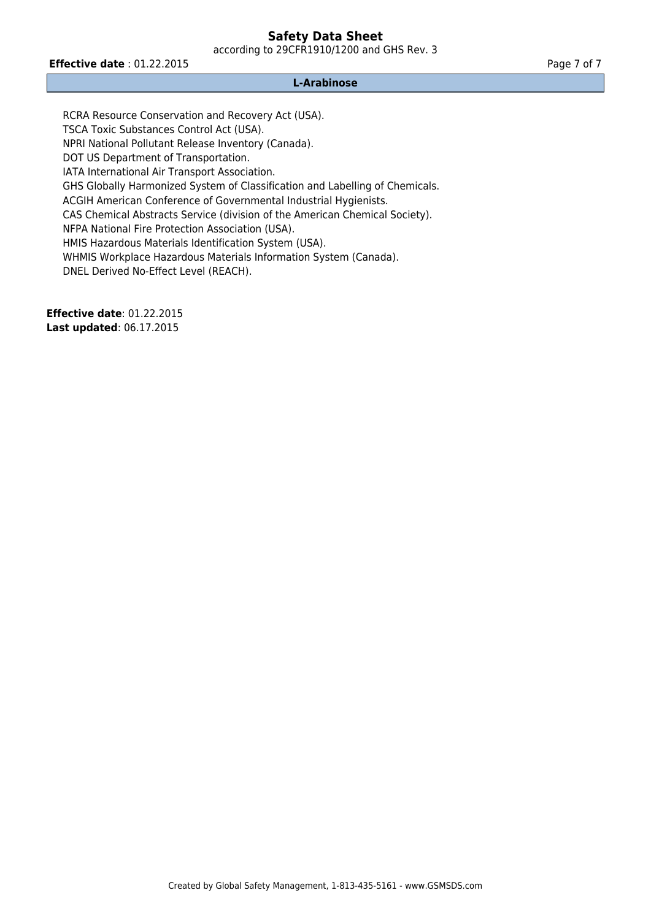RCRA Resource Conservation and Recovery Act (USA).
TSCA Toxic Substances Control Act (USA).
NPRI National Pollutant Release Inventory (Canada).
DOT US Department of Transportation.
IATA International Air Transport Association.
GHS Globally Harmonized System of Classification and Labelling of Chemicals.
ACGIH American Conference of Governmental Industrial Hygienists.
CAS Chemical Abstracts Service (division of the American Chemical Society).
NFPA National Fire Protection Association (USA).
HMIS Hazardous Materials Identification System (USA).
WHMIS Workplace Hazardous Materials Information System (Canada).
DNEL Derived No-Effect Level (REACH).

**Effective date**: 01.22.2015
**Last updated**: 06.17.2015